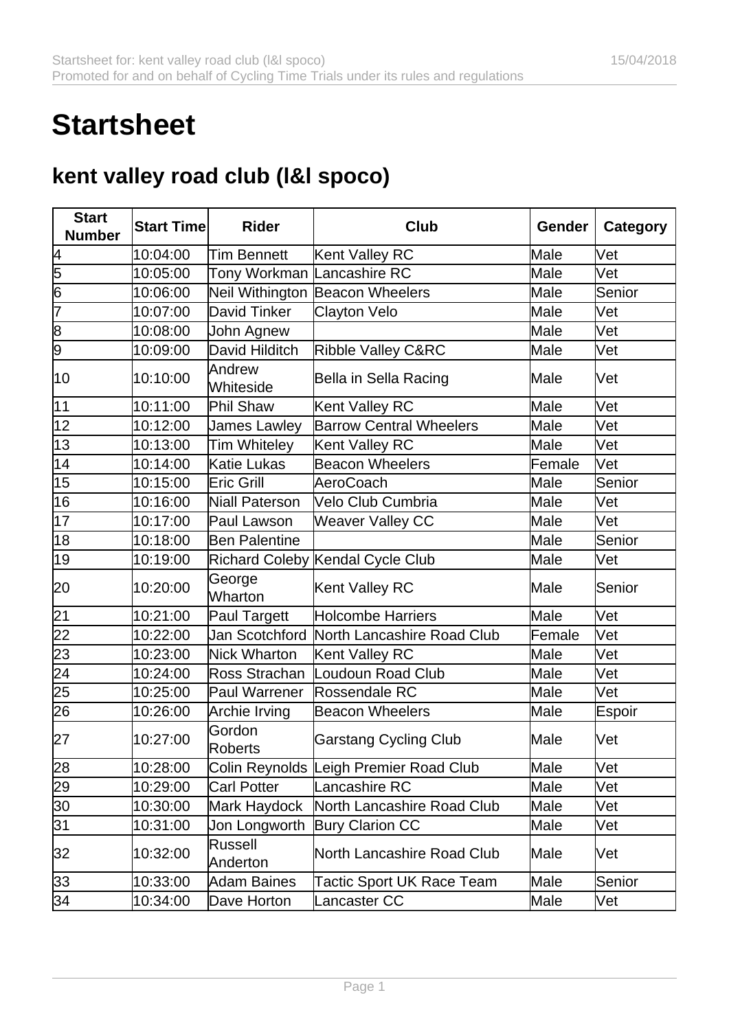# Startsheet

## kent valley road club (l&l spoco)

| Start Number | Start Time | Rider | Club | Gender | Category |
|---|---|---|---|---|---|
| 4 | 10:04:00 | Tim Bennett | Kent Valley RC | Male | Vet |
| 5 | 10:05:00 | Tony Workman | Lancashire RC | Male | Vet |
| 6 | 10:06:00 | Neil Withington | Beacon Wheelers | Male | Senior |
| 7 | 10:07:00 | David Tinker | Clayton Velo | Male | Vet |
| 8 | 10:08:00 | John Agnew | | Male | Vet |
| 9 | 10:09:00 | David Hilditch | Ribble Valley C&RC | Male | Vet |
| 10 | 10:10:00 | Andrew Whiteside | Bella in Sella Racing | Male | Vet |
| 11 | 10:11:00 | Phil Shaw | Kent Valley RC | Male | Vet |
| 12 | 10:12:00 | James Lawley | Barrow Central Wheelers | Male | Vet |
| 13 | 10:13:00 | Tim Whiteley | Kent Valley RC | Male | Vet |
| 14 | 10:14:00 | Katie Lukas | Beacon Wheelers | Female | Vet |
| 15 | 10:15:00 | Eric Grill | AeroCoach | Male | Senior |
| 16 | 10:16:00 | Niall Paterson | Velo Club Cumbria | Male | Vet |
| 17 | 10:17:00 | Paul Lawson | Weaver Valley CC | Male | Vet |
| 18 | 10:18:00 | Ben Palentine | | Male | Senior |
| 19 | 10:19:00 | Richard Coleby | Kendal Cycle Club | Male | Vet |
| 20 | 10:20:00 | George Wharton | Kent Valley RC | Male | Senior |
| 21 | 10:21:00 | Paul Targett | Holcombe Harriers | Male | Vet |
| 22 | 10:22:00 | Jan Scotchford | North Lancashire Road Club | Female | Vet |
| 23 | 10:23:00 | Nick Wharton | Kent Valley RC | Male | Vet |
| 24 | 10:24:00 | Ross Strachan | Loudoun Road Club | Male | Vet |
| 25 | 10:25:00 | Paul Warrener | Rossendale RC | Male | Vet |
| 26 | 10:26:00 | Archie Irving | Beacon Wheelers | Male | Espoir |
| 27 | 10:27:00 | Gordon Roberts | Garstang Cycling Club | Male | Vet |
| 28 | 10:28:00 | Colin Reynolds | Leigh Premier Road Club | Male | Vet |
| 29 | 10:29:00 | Carl Potter | Lancashire RC | Male | Vet |
| 30 | 10:30:00 | Mark Haydock | North Lancashire Road Club | Male | Vet |
| 31 | 10:31:00 | Jon Longworth | Bury Clarion CC | Male | Vet |
| 32 | 10:32:00 | Russell Anderton | North Lancashire Road Club | Male | Vet |
| 33 | 10:33:00 | Adam Baines | Tactic Sport UK Race Team | Male | Senior |
| 34 | 10:34:00 | Dave Horton | Lancaster CC | Male | Vet |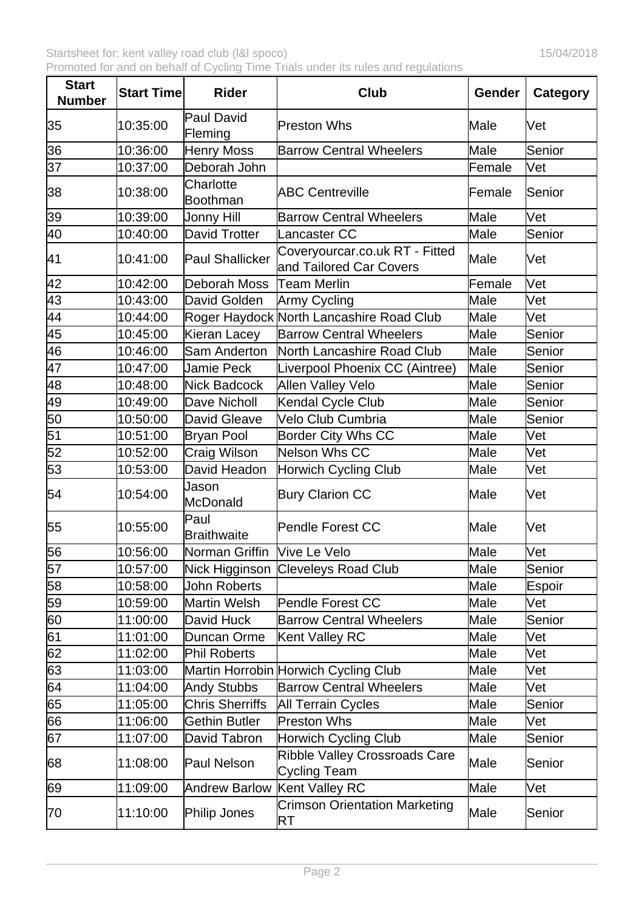| Start Number | Start Time | Rider | Club | Gender | Category |
|---|---|---|---|---|---|
| 35 | 10:35:00 | Paul David Fleming | Preston Whs | Male | Vet |
| 36 | 10:36:00 | Henry Moss | Barrow Central Wheelers | Male | Senior |
| 37 | 10:37:00 | Deborah John | | Female | Vet |
| 38 | 10:38:00 | Charlotte Boothman | ABC Centreville | Female | Senior |
| 39 | 10:39:00 | Jonny Hill | Barrow Central Wheelers | Male | Vet |
| 40 | 10:40:00 | David Trotter | Lancaster CC | Male | Senior |
| 41 | 10:41:00 | Paul Shallicker | Coveryourcar.co.uk RT - Fitted and Tailored Car Covers | Male | Vet |
| 42 | 10:42:00 | Deborah Moss | Team Merlin | Female | Vet |
| 43 | 10:43:00 | David Golden | Army Cycling | Male | Vet |
| 44 | 10:44:00 | Roger Haydock | North Lancashire Road Club | Male | Vet |
| 45 | 10:45:00 | Kieran Lacey | Barrow Central Wheelers | Male | Senior |
| 46 | 10:46:00 | Sam Anderton | North Lancashire Road Club | Male | Senior |
| 47 | 10:47:00 | Jamie Peck | Liverpool Phoenix CC (Aintree) | Male | Senior |
| 48 | 10:48:00 | Nick Badcock | Allen Valley Velo | Male | Senior |
| 49 | 10:49:00 | Dave Nicholl | Kendal Cycle Club | Male | Senior |
| 50 | 10:50:00 | David Gleave | Velo Club Cumbria | Male | Senior |
| 51 | 10:51:00 | Bryan Pool | Border City Whs CC | Male | Vet |
| 52 | 10:52:00 | Craig Wilson | Nelson Whs CC | Male | Vet |
| 53 | 10:53:00 | David Headon | Horwich Cycling Club | Male | Vet |
| 54 | 10:54:00 | Jason McDonald | Bury Clarion CC | Male | Vet |
| 55 | 10:55:00 | Paul Braithwaite | Pendle Forest CC | Male | Vet |
| 56 | 10:56:00 | Norman Griffin | Vive Le Velo | Male | Vet |
| 57 | 10:57:00 | Nick Higginson | Cleveleys Road Club | Male | Senior |
| 58 | 10:58:00 | John Roberts | | Male | Espoir |
| 59 | 10:59:00 | Martin Welsh | Pendle Forest CC | Male | Vet |
| 60 | 11:00:00 | David Huck | Barrow Central Wheelers | Male | Senior |
| 61 | 11:01:00 | Duncan Orme | Kent Valley RC | Male | Vet |
| 62 | 11:02:00 | Phil Roberts | | Male | Vet |
| 63 | 11:03:00 | Martin Horrobin | Horwich Cycling Club | Male | Vet |
| 64 | 11:04:00 | Andy Stubbs | Barrow Central Wheelers | Male | Vet |
| 65 | 11:05:00 | Chris Sherriffs | All Terrain Cycles | Male | Senior |
| 66 | 11:06:00 | Gethin Butler | Preston Whs | Male | Vet |
| 67 | 11:07:00 | David Tabron | Horwich Cycling Club | Male | Senior |
| 68 | 11:08:00 | Paul Nelson | Ribble Valley Crossroads Care Cycling Team | Male | Senior |
| 69 | 11:09:00 | Andrew Barlow | Kent Valley RC | Male | Vet |
| 70 | 11:10:00 | Philip Jones | Crimson Orientation Marketing RT | Male | Senior |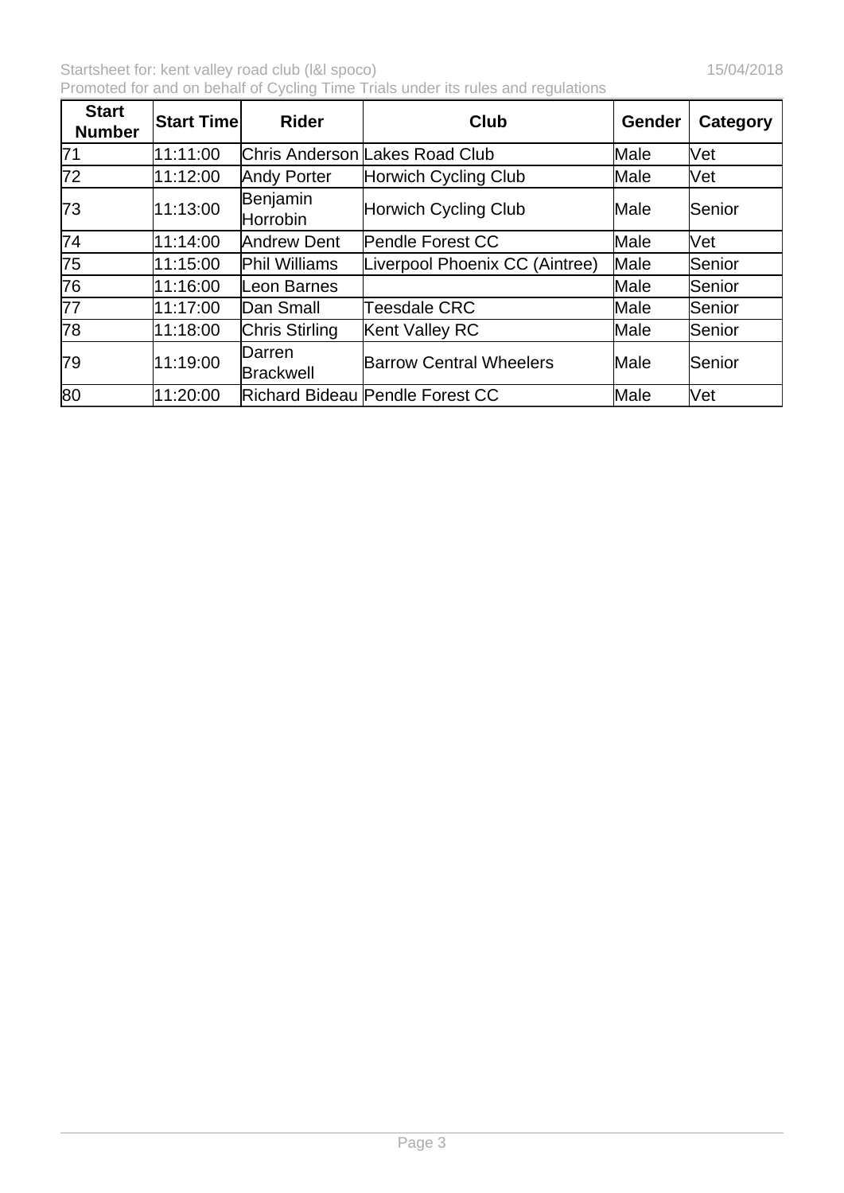| Start Number | Start Time | Rider | Club | Gender | Category |
|---|---|---|---|---|---|
| 71 | 11:11:00 | Chris Anderson | Lakes Road Club | Male | Vet |
| 72 | 11:12:00 | Andy Porter | Horwich Cycling Club | Male | Vet |
| 73 | 11:13:00 | Benjamin Horrobin | Horwich Cycling Club | Male | Senior |
| 74 | 11:14:00 | Andrew Dent | Pendle Forest CC | Male | Vet |
| 75 | 11:15:00 | Phil Williams | Liverpool Phoenix CC (Aintree) | Male | Senior |
| 76 | 11:16:00 | Leon Barnes | | Male | Senior |
| 77 | 11:17:00 | Dan Small | Teesdale CRC | Male | Senior |
| 78 | 11:18:00 | Chris Stirling | Kent Valley RC | Male | Senior |
| 79 | 11:19:00 | Darren Brackwell | Barrow Central Wheelers | Male | Senior |
| 80 | 11:20:00 | Richard Bideau | Pendle Forest CC | Male | Vet |